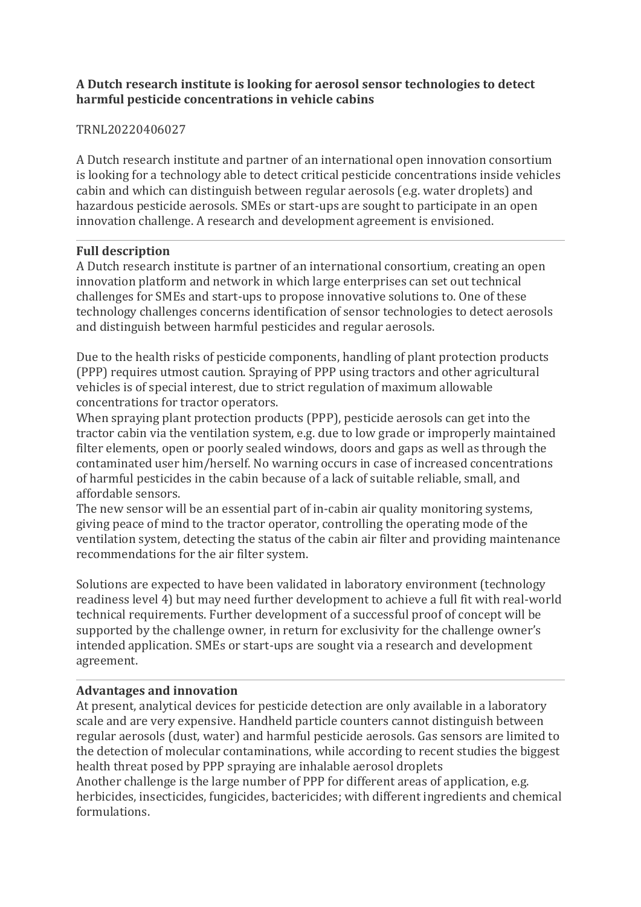# A Dutch research institute is looking for aerosol sensor technologies to detect harmful pesticide concentrations in vehicle cabins

TRNL20220406027

A Dutch research institute and partner of an international open innovation consortium is looking for a technology able to detect critical pesticide concentrations inside vehicles cabin and which can distinguish between regular aerosols (e.g. water droplets) and hazardous pesticide aerosols. SMEs or start-ups are sought to participate in an open innovation challenge. A research and development agreement is envisioned.

---

## Full description

A Dutch research institute is partner of an international consortium, creating an open innovation platform and network in which large enterprises can set out technical challenges for SMEs and start-ups to propose innovative solutions to. One of these technology challenges concerns identification of sensor technologies to detect aerosols and distinguish between harmful pesticides and regular aerosols.

Due to the health risks of pesticide components, handling of plant protection products (PPP) requires utmost caution. Spraying of PPP using tractors and other agricultural vehicles is of special interest, due to strict regulation of maximum allowable concentrations for tractor operators.

When spraying plant protection products (PPP), pesticide aerosols can get into the tractor cabin via the ventilation system, e.g. due to low grade or improperly maintained filter elements, open or poorly sealed windows, doors and gaps as well as through the contaminated user him/herself. No warning occurs in case of increased concentrations of harmful pesticides in the cabin because of a lack of suitable reliable, small, and affordable sensors.

The new sensor will be an essential part of in-cabin air quality monitoring systems, giving peace of mind to the tractor operator, controlling the operating mode of the ventilation system, detecting the status of the cabin air filter and providing maintenance recommendations for the air filter system.

Solutions are expected to have been validated in laboratory environment (technology readiness level 4) but may need further development to achieve a full fit with real-world technical requirements. Further development of a successful proof of concept will be supported by the challenge owner, in return for exclusivity for the challenge owner's intended application. SMEs or start-ups are sought via a research and development agreement.

---

## Advantages and innovation

At present, analytical devices for pesticide detection are only available in a laboratory scale and are very expensive. Handheld particle counters cannot distinguish between regular aerosols (dust, water) and harmful pesticide aerosols. Gas sensors are limited to the detection of molecular contaminations, while according to recent studies the biggest health threat posed by PPP spraying are inhalable aerosol droplets

Another challenge is the large number of PPP for different areas of application, e.g. herbicides, insecticides, fungicides, bactericides; with different ingredients and chemical formulations.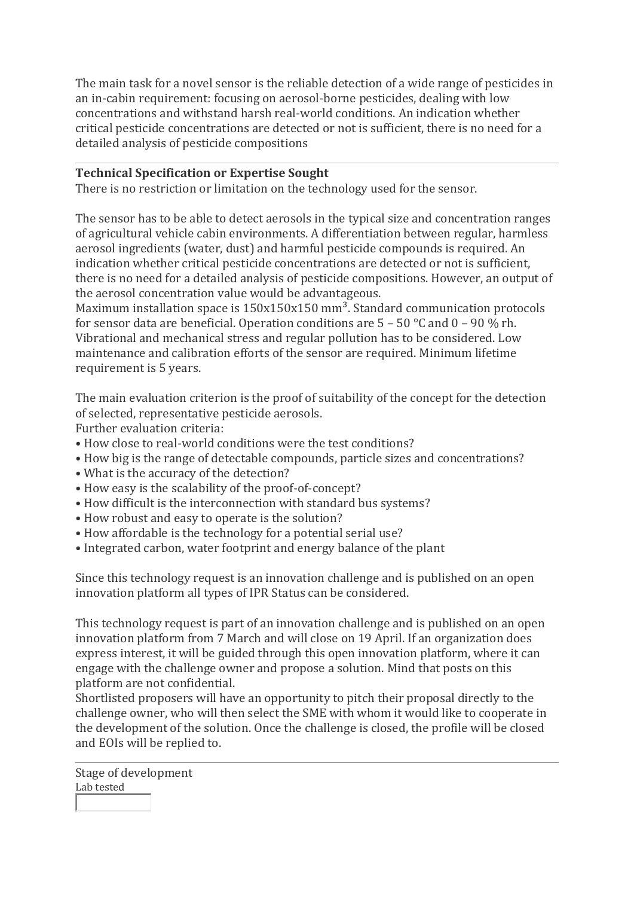The main task for a novel sensor is the reliable detection of a wide range of pesticides in an in-cabin requirement: focusing on aerosol-borne pesticides, dealing with low concentrations and withstand harsh real-world conditions. An indication whether critical pesticide concentrations are detected or not is sufficient, there is no need for a detailed analysis of pesticide compositions

---

**Technical Specification or Expertise Sought**

There is no restriction or limitation on the technology used for the sensor.

The sensor has to be able to detect aerosols in the typical size and concentration ranges of agricultural vehicle cabin environments. A differentiation between regular, harmless aerosol ingredients (water, dust) and harmful pesticide compounds is required. An indication whether critical pesticide concentrations are detected or not is sufficient, there is no need for a detailed analysis of pesticide compositions. However, an output of the aerosol concentration value would be advantageous.
Maximum installation space is 150x150x150 $mm^3$. Standard communication protocols for sensor data are beneficial. Operation conditions are 5 – 50 °C and 0 – 90 % rh. Vibrational and mechanical stress and regular pollution has to be considered. Low maintenance and calibration efforts of the sensor are required. Minimum lifetime requirement is 5 years.

The main evaluation criterion is the proof of suitability of the concept for the detection of selected, representative pesticide aerosols.
Further evaluation criteria:

- How close to real-world conditions were the test conditions?
- How big is the range of detectable compounds, particle sizes and concentrations?
- What is the accuracy of the detection?
- How easy is the scalability of the proof-of-concept?
- How difficult is the interconnection with standard bus systems?
- How robust and easy to operate is the solution?
- How affordable is the technology for a potential serial use?
- Integrated carbon, water footprint and energy balance of the plant

Since this technology request is an innovation challenge and is published on an open innovation platform all types of IPR Status can be considered.

This technology request is part of an innovation challenge and is published on an open innovation platform from 7 March and will close on 19 April. If an organization does express interest, it will be guided through this open innovation platform, where it can engage with the challenge owner and propose a solution. Mind that posts on this platform are not confidential.
Shortlisted proposers will have an opportunity to pitch their proposal directly to the challenge owner, who will then select the SME with whom it would like to cooperate in the development of the solution. Once the challenge is closed, the profile will be closed and EOIs will be replied to.

---

Stage of development
Lab tested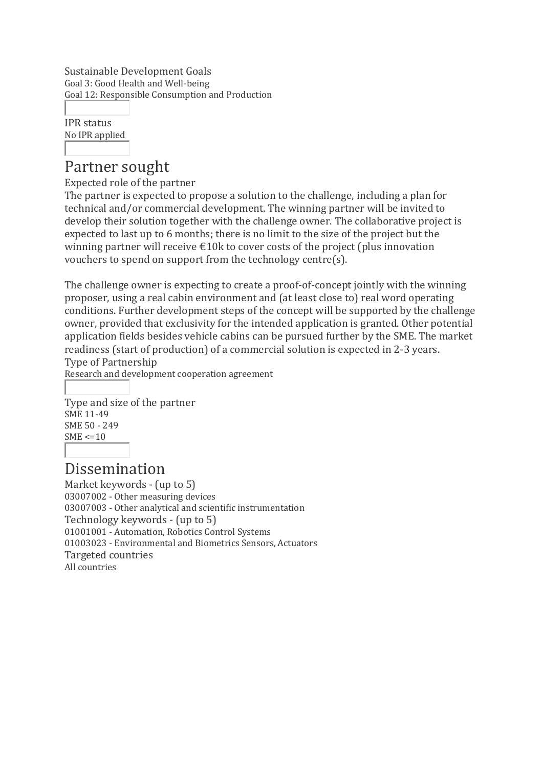Sustainable Development Goals

Goal 3: Good Health and Well-being

Goal 12: Responsible Consumption and Production

IPR status

No IPR applied

## Partner sought

Expected role of the partner

The partner is expected to propose a solution to the challenge, including a plan for technical and/or commercial development. The winning partner will be invited to develop their solution together with the challenge owner. The collaborative project is expected to last up to 6 months; there is no limit to the size of the project but the winning partner will receive €10k to cover costs of the project (plus innovation vouchers to spend on support from the technology centre(s).

The challenge owner is expecting to create a proof-of-concept jointly with the winning proposer, using a real cabin environment and (at least close to) real word operating conditions. Further development steps of the concept will be supported by the challenge owner, provided that exclusivity for the intended application is granted. Other potential application fields besides vehicle cabins can be pursued further by the SME. The market readiness (start of production) of a commercial solution is expected in 2-3 years.

Type of Partnership

Research and development cooperation agreement

Type and size of the partner

SME 11-49

SME 50 - 249

SME <=10

## Dissemination

Market keywords - (up to 5)

03007002 - Other measuring devices

03007003 - Other analytical and scientific instrumentation

Technology keywords - (up to 5)

01001001 - Automation, Robotics Control Systems

01003023 - Environmental and Biometrics Sensors, Actuators

Targeted countries

All countries